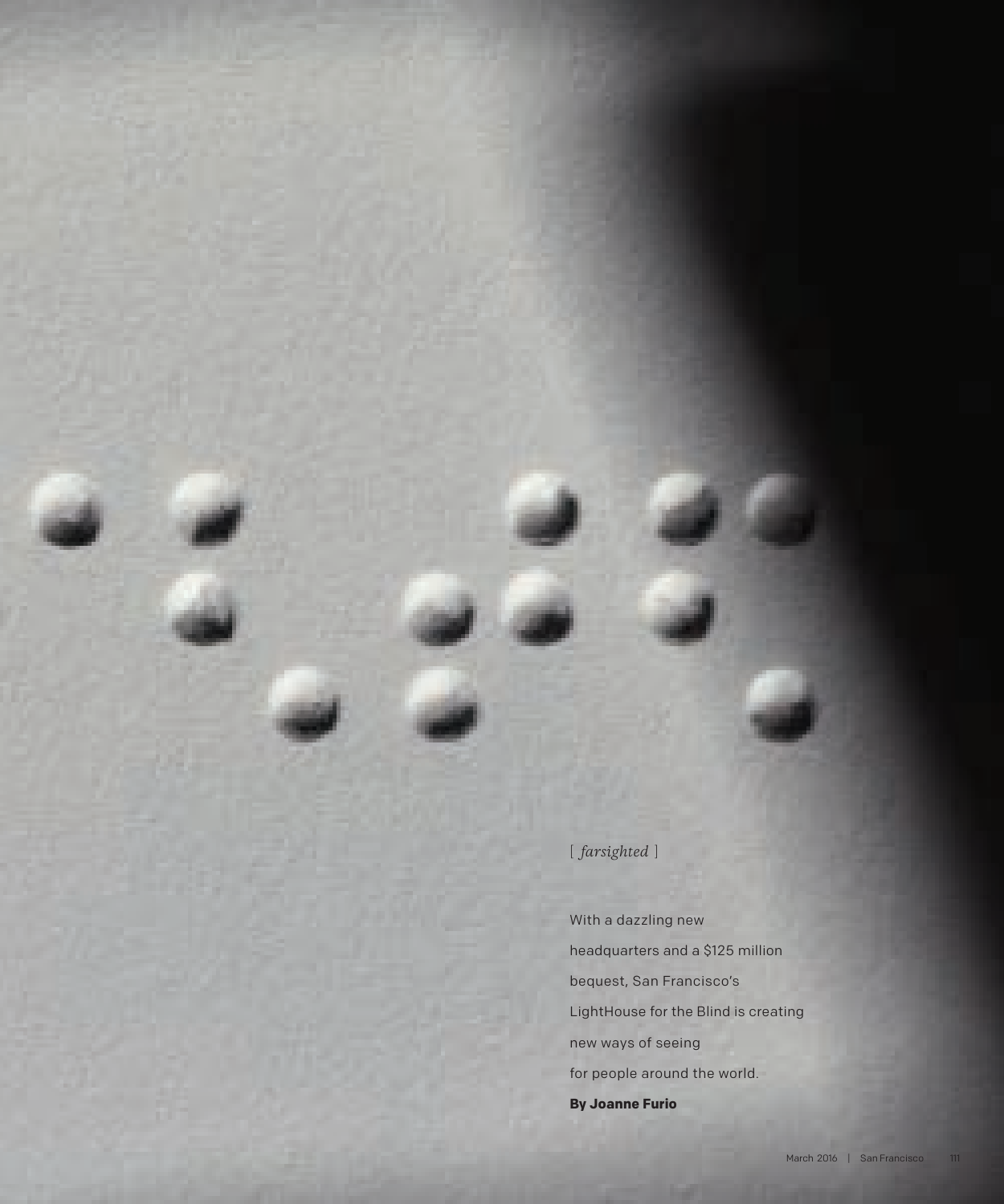[ *farsighted* ]

With a dazzling new headquarters and a $125 million bequest, San Francisco's LightHouse for the Blind is creating new ways of seeing for people around the world.

**By Joanne Furio**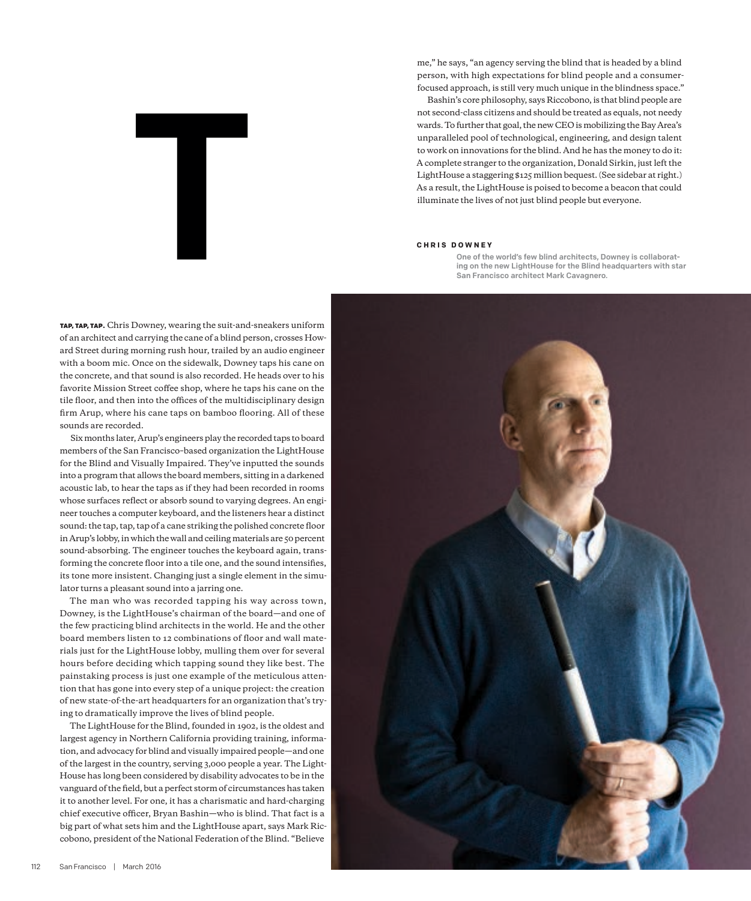# T

**TAP, TAP, TAP.** Chris Downey, wearing the suit-and-sneakers uniform of an architect and carrying the cane of a blind person, crosses Howard Street during morning rush hour, trailed by an audio engineer with a boom mic. Once on the sidewalk, Downey taps his cane on the concrete, and that sound is also recorded. He heads over to his favorite Mission Street coffee shop, where he taps his cane on the tile floor, and then into the offices of the multidisciplinary design firm Arup, where his cane taps on bamboo flooring. All of these sounds are recorded.

Six months later, Arup's engineers play the recorded taps to board members of the San Francisco–based organization the LightHouse for the Blind and Visually Impaired. They've inputted the sounds into a program that allows the board members, sitting in a darkened acoustic lab, to hear the taps as if they had been recorded in rooms whose surfaces reflect or absorb sound to varying degrees. An engineer touches a computer keyboard, and the listeners hear a distinct sound: the tap, tap, tap of a cane striking the polished concrete floor in Arup's lobby, in which the wall and ceiling materials are 50 percent sound-absorbing. The engineer touches the keyboard again, transforming the concrete floor into a tile one, and the sound intensifies, its tone more insistent. Changing just a single element in the simulator turns a pleasant sound into a jarring one.

The man who was recorded tapping his way across town, Downey, is the LightHouse's chairman of the board—and one of the few practicing blind architects in the world. He and the other board members listen to 12 combinations of floor and wall materials just for the LightHouse lobby, mulling them over for several hours before deciding which tapping sound they like best. The painstaking process is just one example of the meticulous attention that has gone into every step of a unique project: the creation of new state-of-the-art headquarters for an organization that's trying to dramatically improve the lives of blind people.

The LightHouse for the Blind, founded in 1902, is the oldest and largest agency in Northern California providing training, information, and advocacy for blind and visually impaired people—and one of the largest in the country, serving 3,000 people a year. The LightHouse has long been considered by disability advocates to be in the vanguard of the field, but a perfect storm of circumstances has taken it to another level. For one, it has a charismatic and hard-charging chief executive officer, Bryan Bashin—who is blind. That fact is a big part of what sets him and the LightHouse apart, says Mark Riccobono, president of the National Federation of the Blind. "Believe me," he says, "an agency serving the blind that is headed by a blind person, with high expectations for blind people and a consumer-focused approach, is still very much unique in the blindness space."

Bashin's core philosophy, says Riccobono, is that blind people are not second-class citizens and should be treated as equals, not needy wards. To further that goal, the new CEO is mobilizing the Bay Area's unparalleled pool of technological, engineering, and design talent to work on innovations for the blind. And he has the money to do it: A complete stranger to the organization, Donald Sirkin, just left the LightHouse a staggering $125 million bequest. (See sidebar at right.) As a result, the LightHouse is poised to become a beacon that could illuminate the lives of not just blind people but everyone.

**CHRIS DOWNEY**

One of the world's few blind architects, Downey is collaborating on the new LightHouse for the Blind headquarters with star San Francisco architect Mark Cavagnero.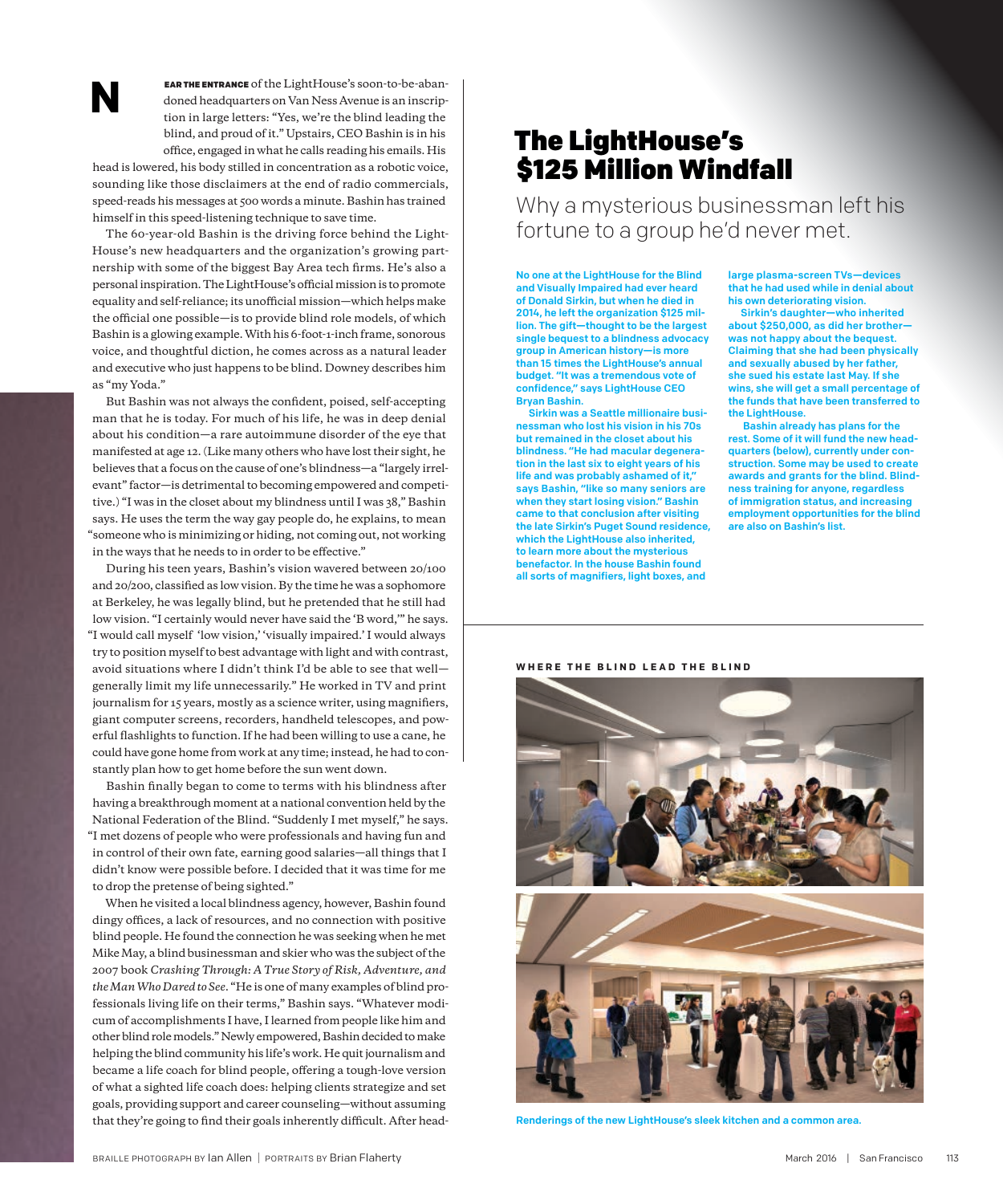**NEAR THE ENTRANCE** of the LightHouse's soon-to-be-abandoned headquarters on Van Ness Avenue is an inscription in large letters: "Yes, we're the blind leading the blind, and proud of it." Upstairs, CEO Bashin is in his office, engaged in what he calls reading his emails. His head is lowered, his body stilled in concentration as a robotic voice, sounding like those disclaimers at the end of radio commercials, speed-reads his messages at 500 words a minute. Bashin has trained himself in this speed-listening technique to save time.

The 60-year-old Bashin is the driving force behind the LightHouse's new headquarters and the organization's growing partnership with some of the biggest Bay Area tech firms. He's also a personal inspiration. The LightHouse's official mission is to promote equality and self-reliance; its unofficial mission—which helps make the official one possible—is to provide blind role models, of which Bashin is a glowing example. With his 6-foot-1-inch frame, sonorous voice, and thoughtful diction, he comes across as a natural leader and executive who just happens to be blind. Downey describes him as "my Yoda."

But Bashin was not always the confident, poised, self-accepting man that he is today. For much of his life, he was in deep denial about his condition—a rare autoimmune disorder of the eye that manifested at age 12. (Like many others who have lost their sight, he believes that a focus on the cause of one's blindness—a "largely irrelevant" factor—is detrimental to becoming empowered and competitive.) "I was in the closet about my blindness until I was 38," Bashin says. He uses the term the way gay people do, he explains, to mean "someone who is minimizing or hiding, not coming out, not working in the ways that he needs to in order to be effective."

During his teen years, Bashin's vision wavered between 20/100 and 20/200, classified as low vision. By the time he was a sophomore at Berkeley, he was legally blind, but he pretended that he still had low vision. "I certainly would never have said the 'B word,'" he says. "I would call myself 'low vision,' 'visually impaired.' I would always try to position myself to best advantage with light and with contrast, avoid situations where I didn't think I'd be able to see that well—generally limit my life unnecessarily." He worked in TV and print journalism for 15 years, mostly as a science writer, using magnifiers, giant computer screens, recorders, handheld telescopes, and powerful flashlights to function. If he had been willing to use a cane, he could have gone home from work at any time; instead, he had to constantly plan how to get home before the sun went down.

Bashin finally began to come to terms with his blindness after having a breakthrough moment at a national convention held by the National Federation of the Blind. "Suddenly I met myself," he says. "I met dozens of people who were professionals and having fun and in control of their own fate, earning good salaries—all things that I didn't know were possible before. I decided that it was time for me to drop the pretense of being sighted."

When he visited a local blindness agency, however, Bashin found dingy offices, a lack of resources, and no connection with positive blind people. He found the connection he was seeking when he met Mike May, a blind businessman and skier who was the subject of the 2007 book *Crashing Through: A True Story of Risk, Adventure, and the Man Who Dared to See*. "He is one of many examples of blind professionals living life on their terms," Bashin says. "Whatever modicum of accomplishments I have, I learned from people like him and other blind role models." Newly empowered, Bashin decided to make helping the blind community his life's work. He quit journalism and became a life coach for blind people, offering a tough-love version of what a sighted life coach does: helping clients strategize and set goals, providing support and career counseling—without assuming that they're going to find their goals inherently difficult. After head-

## The LightHouse's $125 Million Windfall

Why a mysterious businessman left his fortune to a group he'd never met.

**No one at the LightHouse for the Blind and Visually Impaired had ever heard of Donald Sirkin, but when he died in 2014, he left the organization $125 million. The gift—thought to be the largest single bequest to a blindness advocacy group in American history—is more than 15 times the LightHouse's annual budget. "It was a tremendous vote of confidence," says LightHouse CEO Bryan Bashin.**

**Sirkin was a Seattle millionaire businessman who lost his vision in his 70s but remained in the closet about his blindness. "He had macular degeneration in the last six to eight years of his life and was probably ashamed of it," says Bashin, "like so many seniors are when they start losing vision." Bashin came to that conclusion after visiting the late Sirkin's Puget Sound residence, which the LightHouse also inherited, to learn more about the mysterious benefactor. In the house Bashin found all sorts of magnifiers, light boxes, and large plasma-screen TVs—devices that he had used while in denial about his own deteriorating vision.**

**Sirkin's daughter—who inherited about $250,000, as did her brother—was not happy about the bequest. Claiming that she had been physically and sexually abused by her father, she sued his estate last May. If she wins, she will get a small percentage of the funds that have been transferred to the LightHouse.**

**Bashin already has plans for the rest. Some of it will fund the new headquarters (below), currently under construction. Some may be used to create awards and grants for the blind. Blindness training for anyone, regardless of immigration status, and increasing employment opportunities for the blind are also on Bashin's list.**

**WHERE THE BLIND LEAD THE BLIND**

**Renderings of the new LightHouse's sleek kitchen and a common area.**

BRAILLE PHOTOGRAPH BY Ian Allen | PORTRAITS BY Brian Flaherty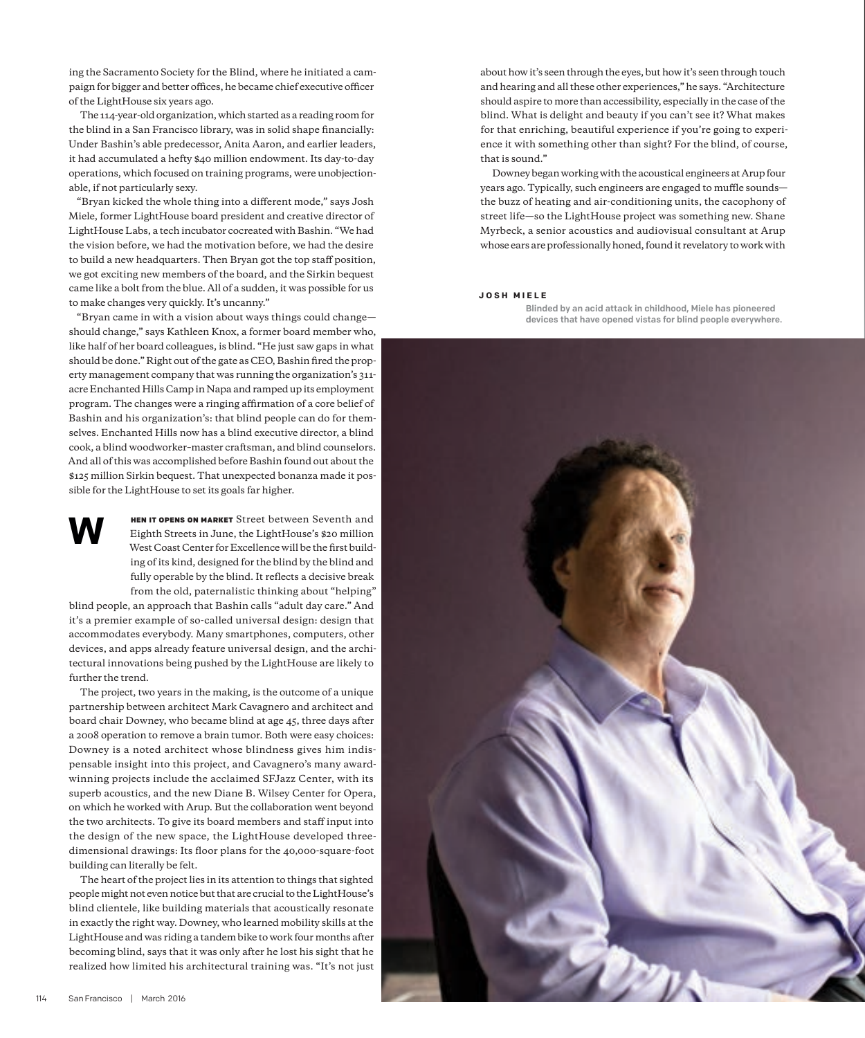ing the Sacramento Society for the Blind, where he initiated a campaign for bigger and better offices, he became chief executive officer of the LightHouse six years ago.

The 114-year-old organization, which started as a reading room for the blind in a San Francisco library, was in solid shape financially: Under Bashin's able predecessor, Anita Aaron, and earlier leaders, it had accumulated a hefty $40 million endowment. Its day-to-day operations, which focused on training programs, were unobjectionable, if not particularly sexy.

"Bryan kicked the whole thing into a different mode," says Josh Miele, former LightHouse board president and creative director of LightHouse Labs, a tech incubator cocreated with Bashin. "We had the vision before, we had the motivation before, we had the desire to build a new headquarters. Then Bryan got the top staff position, we got exciting new members of the board, and the Sirkin bequest came like a bolt from the blue. All of a sudden, it was possible for us to make changes very quickly. It's uncanny."

"Bryan came in with a vision about ways things could change—should change," says Kathleen Knox, a former board member who, like half of her board colleagues, is blind. "He just saw gaps in what should be done." Right out of the gate as CEO, Bashin fired the property management company that was running the organization's 311-acre Enchanted Hills Camp in Napa and ramped up its employment program. The changes were a ringing affirmation of a core belief of Bashin and his organization's: that blind people can do for themselves. Enchanted Hills now has a blind executive director, a blind cook, a blind woodworker–master craftsman, and blind counselors. And all of this was accomplished before Bashin found out about the $125 million Sirkin bequest. That unexpected bonanza made it possible for the LightHouse to set its goals far higher.

**W**HEN IT OPENS ON MARKET Street between Seventh and Eighth Streets in June, the LightHouse's $20 million West Coast Center for Excellence will be the first building of its kind, designed for the blind by the blind and fully operable by the blind. It reflects a decisive break from the old, paternalistic thinking about "helping" blind people, an approach that Bashin calls "adult day care." And it's a premier example of so-called universal design: design that accommodates everybody. Many smartphones, computers, other devices, and apps already feature universal design, and the architectural innovations being pushed by the LightHouse are likely to further the trend.

The project, two years in the making, is the outcome of a unique partnership between architect Mark Cavagnero and architect and board chair Downey, who became blind at age 45, three days after a 2008 operation to remove a brain tumor. Both were easy choices: Downey is a noted architect whose blindness gives him indispensable insight into this project, and Cavagnero's many award-winning projects include the acclaimed SFJazz Center, with its superb acoustics, and the new Diane B. Wilsey Center for Opera, on which he worked with Arup. But the collaboration went beyond the two architects. To give its board members and staff input into the design of the new space, the LightHouse developed three-dimensional drawings: Its floor plans for the 40,000-square-foot building can literally be felt.

The heart of the project lies in its attention to things that sighted people might not even notice but that are crucial to the LightHouse's blind clientele, like building materials that acoustically resonate in exactly the right way. Downey, who learned mobility skills at the LightHouse and was riding a tandem bike to work four months after becoming blind, says that it was only after he lost his sight that he realized how limited his architectural training was. "It's not just about how it's seen through the eyes, but how it's seen through touch and hearing and all these other experiences," he says. "Architecture should aspire to more than accessibility, especially in the case of the blind. What is delight and beauty if you can't see it? What makes for that enriching, beautiful experience if you're going to experience it with something other than sight? For the blind, of course, that is sound."

Downey began working with the acoustical engineers at Arup four years ago. Typically, such engineers are engaged to muffle sounds—the buzz of heating and air-conditioning units, the cacophony of street life—so the LightHouse project was something new. Shane Myrbeck, a senior acoustics and audiovisual consultant at Arup whose ears are professionally honed, found it revelatory to work with

**JOSH MIELE**

Blinded by an acid attack in childhood, Miele has pioneered devices that have opened vistas for blind people everywhere.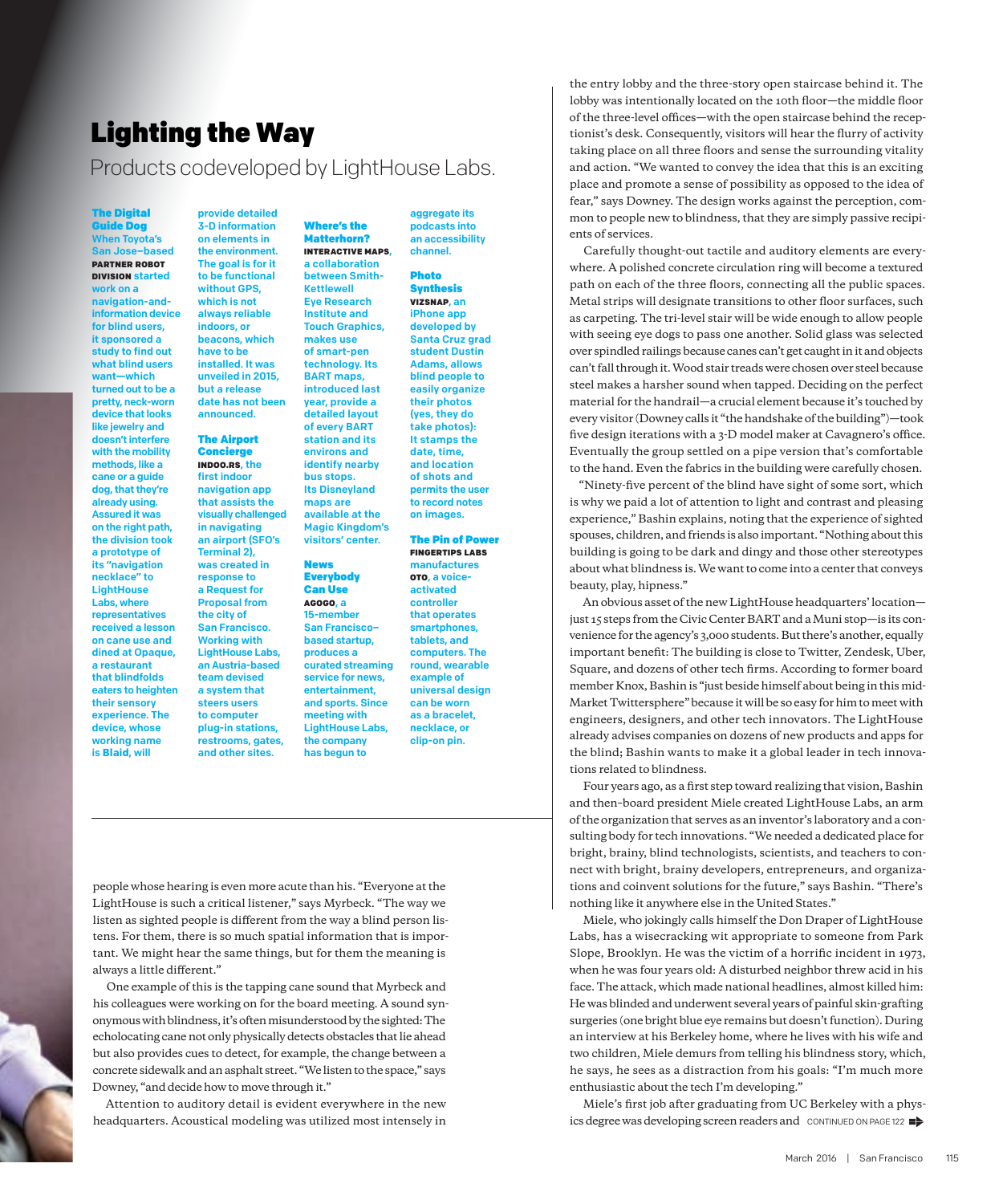# Lighting the Way

Products codeveloped by LightHouse Labs.

**The Digital Guide Dog**
When Toyota's San Jose–based **PARTNER ROBOT DIVISION** started work on a navigation-and-information device for blind users, it sponsored a study to find out what blind users want—which turned out to be a pretty, neck-worn device that looks like jewelry and doesn't interfere with the mobility methods, like a cane or a guide dog, that they're already using. Assured it was on the right path, the division took a prototype of its "navigation necklace" to LightHouse Labs, where representatives received a lesson on cane use and dined at Opaque, a restaurant that blindfolds eaters to heighten their sensory experience. The device, whose working name is **Blaid**, will provide detailed 3-D information on elements in the environment. The goal is for it to be functional without GPS, which is not always reliable indoors, or beacons, which have to be installed. It was unveiled in 2015, but a release date has not been announced.

**The Airport Concierge**
**INDOO.RS**, the first indoor navigation app that assists the visually challenged in navigating an airport (SFO's Terminal 2), was created in response to a Request for Proposal from the city of San Francisco. Working with LightHouse Labs, an Austria-based team devised a system that steers users to computer plug-in stations, restrooms, gates, and other sites.

**Where's the Matterhorn?**
**INTERACTIVE MAPS**, a collaboration between Smith-Kettlewell Eye Research Institute and Touch Graphics, makes use of smart-pen technology. Its BART maps, introduced last year, provide a detailed layout of every BART station and its environs and identify nearby bus stops. Its Disneyland maps are available at the Magic Kingdom's visitors' center.

**News Everybody Can Use**
**AGOGO**, a 15-member San Francisco–based startup, produces a curated streaming service for news, entertainment, and sports. Since meeting with LightHouse Labs, the company has begun to aggregate its podcasts into an accessibility channel.

**Photo Synthesis**
**VIZSNAP**, an iPhone app developed by Santa Cruz grad student Dustin Adams, allows blind people to easily organize their photos (yes, they do take photos): It stamps the date, time, and location of shots and permits the user to record notes on images.

**The Pin of Power**
**FINGERTIPS LABS** manufactures **OTO**, a voice-activated controller that operates smartphones, tablets, and computers. The round, wearable example of universal design can be worn as a bracelet, necklace, or clip-on pin.

---

people whose hearing is even more acute than his. "Everyone at the LightHouse is such a critical listener," says Myrbeck. "The way we listen as sighted people is different from the way a blind person listens. For them, there is so much spatial information that is important. We might hear the same things, but for them the meaning is always a little different."

One example of this is the tapping cane sound that Myrbeck and his colleagues were working on for the board meeting. A sound synonymous with blindness, it's often misunderstood by the sighted: The echolocating cane not only physically detects obstacles that lie ahead but also provides cues to detect, for example, the change between a concrete sidewalk and an asphalt street. "We listen to the space," says Downey, "and decide how to move through it."

Attention to auditory detail is evident everywhere in the new headquarters. Acoustical modeling was utilized most intensely in the entry lobby and the three-story open staircase behind it. The lobby was intentionally located on the 10th floor—the middle floor of the three-level offices—with the open staircase behind the receptionist's desk. Consequently, visitors will hear the flurry of activity taking place on all three floors and sense the surrounding vitality and action. "We wanted to convey the idea that this is an exciting place and promote a sense of possibility as opposed to the idea of fear," says Downey. The design works against the perception, common to people new to blindness, that they are simply passive recipients of services.

Carefully thought-out tactile and auditory elements are everywhere. A polished concrete circulation ring will become a textured path on each of the three floors, connecting all the public spaces. Metal strips will designate transitions to other floor surfaces, such as carpeting. The tri-level stair will be wide enough to allow people with seeing eye dogs to pass one another. Solid glass was selected over spindled railings because canes can't get caught in it and objects can't fall through it. Wood stair treads were chosen over steel because steel makes a harsher sound when tapped. Deciding on the perfect material for the handrail—a crucial element because it's touched by every visitor (Downey calls it "the handshake of the building")—took five design iterations with a 3-D model maker at Cavagnero's office. Eventually the group settled on a pipe version that's comfortable to the hand. Even the fabrics in the building were carefully chosen.

"Ninety-five percent of the blind have sight of some sort, which is why we paid a lot of attention to light and contrast and pleasing experience," Bashin explains, noting that the experience of sighted spouses, children, and friends is also important. "Nothing about this building is going to be dark and dingy and those other stereotypes about what blindness is. We want to come into a center that conveys beauty, play, hipness."

An obvious asset of the new LightHouse headquarters' location—just 15 steps from the Civic Center BART and a Muni stop—is its convenience for the agency's 3,000 students. But there's another, equally important benefit: The building is close to Twitter, Zendesk, Uber, Square, and dozens of other tech firms. According to former board member Knox, Bashin is "just beside himself about being in this mid-Market Twittersphere" because it will be so easy for him to meet with engineers, designers, and other tech innovators. The LightHouse already advises companies on dozens of new products and apps for the blind; Bashin wants to make it a global leader in tech innovations related to blindness.

Four years ago, as a first step toward realizing that vision, Bashin and then-board president Miele created LightHouse Labs, an arm of the organization that serves as an inventor's laboratory and a consulting body for tech innovations. "We needed a dedicated place for bright, brainy, blind technologists, scientists, and teachers to connect with bright, brainy developers, entrepreneurs, and organizations and coinvent solutions for the future," says Bashin. "There's nothing like it anywhere else in the United States."

Miele, who jokingly calls himself the Don Draper of LightHouse Labs, has a wisecracking wit appropriate to someone from Park Slope, Brooklyn. He was the victim of a horrific incident in 1973, when he was four years old: A disturbed neighbor threw acid in his face. The attack, which made national headlines, almost killed him: He was blinded and underwent several years of painful skin-grafting surgeries (one bright blue eye remains but doesn't function). During an interview at his Berkeley home, where he lives with his wife and two children, Miele demurs from telling his blindness story, which, he says, he sees as a distraction from his goals: "I'm much more enthusiastic about the tech I'm developing."

Miele's first job after graduating from UC Berkeley with a physics degree was developing screen readers and CONTINUED ON PAGE 122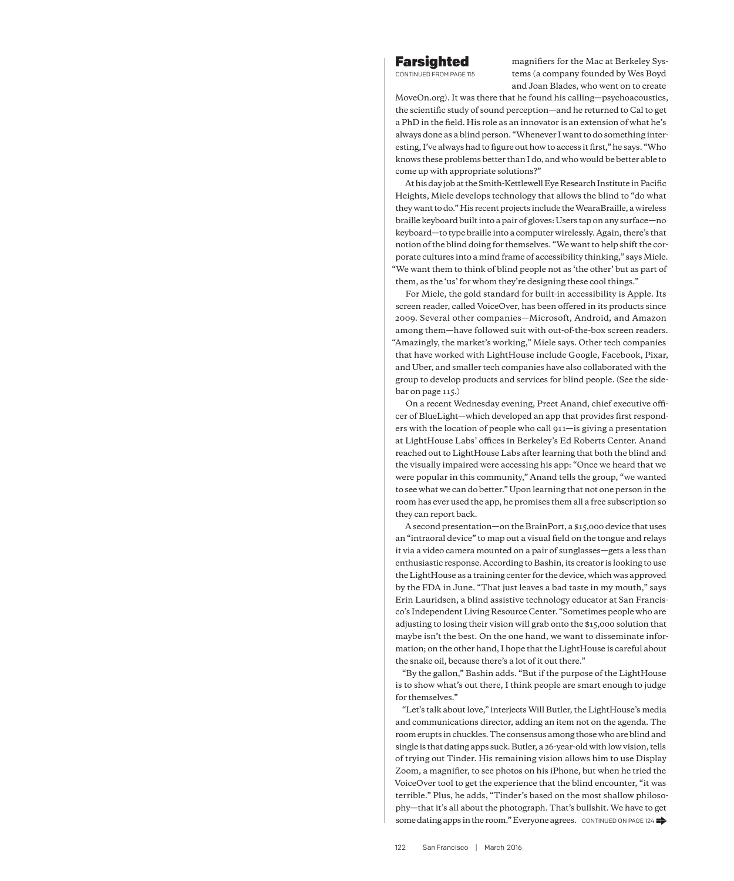## Farsighted

CONTINUED FROM PAGE 115

magnifiers for the Mac at Berkeley Systems (a company founded by Wes Boyd and Joan Blades, who went on to create MoveOn.org). It was there that he found his calling—psychoacoustics, the scientific study of sound perception—and he returned to Cal to get a PhD in the field. His role as an innovator is an extension of what he's always done as a blind person. "Whenever I want to do something interesting, I've always had to figure out how to access it first," he says. "Who knows these problems better than I do, and who would be better able to come up with appropriate solutions?"

At his day job at the Smith-Kettlewell Eye Research Institute in Pacific Heights, Miele develops technology that allows the blind to "do what they want to do." His recent projects include the WearaBraille, a wireless braille keyboard built into a pair of gloves: Users tap on any surface—no keyboard—to type braille into a computer wirelessly. Again, there's that notion of the blind doing for themselves. "We want to help shift the corporate cultures into a mind frame of accessibility thinking," says Miele. "We want them to think of blind people not as 'the other' but as part of them, as the 'us' for whom they're designing these cool things."

For Miele, the gold standard for built-in accessibility is Apple. Its screen reader, called VoiceOver, has been offered in its products since 2009. Several other companies—Microsoft, Android, and Amazon among them—have followed suit with out-of-the-box screen readers. "Amazingly, the market's working," Miele says. Other tech companies that have worked with LightHouse include Google, Facebook, Pixar, and Uber, and smaller tech companies have also collaborated with the group to develop products and services for blind people. (See the sidebar on page 115.)

On a recent Wednesday evening, Preet Anand, chief executive officer of BlueLight—which developed an app that provides first responders with the location of people who call 911—is giving a presentation at LightHouse Labs' offices in Berkeley's Ed Roberts Center. Anand reached out to LightHouse Labs after learning that both the blind and the visually impaired were accessing his app: "Once we heard that we were popular in this community," Anand tells the group, "we wanted to see what we can do better." Upon learning that not one person in the room has ever used the app, he promises them all a free subscription so they can report back.

A second presentation—on the BrainPort, a $15,000 device that uses an "intraoral device" to map out a visual field on the tongue and relays it via a video camera mounted on a pair of sunglasses—gets a less than enthusiastic response. According to Bashin, its creator is looking to use the LightHouse as a training center for the device, which was approved by the FDA in June. "That just leaves a bad taste in my mouth," says Erin Lauridsen, a blind assistive technology educator at San Francisco's Independent Living Resource Center. "Sometimes people who are adjusting to losing their vision will grab onto the $15,000 solution that maybe isn't the best. On the one hand, we want to disseminate information; on the other hand, I hope that the LightHouse is careful about the snake oil, because there's a lot of it out there."

"By the gallon," Bashin adds. "But if the purpose of the LightHouse is to show what's out there, I think people are smart enough to judge for themselves."

"Let's talk about love," interjects Will Butler, the LightHouse's media and communications director, adding an item not on the agenda. The room erupts in chuckles. The consensus among those who are blind and single is that dating apps suck. Butler, a 26-year-old with low vision, tells of trying out Tinder. His remaining vision allows him to use Display Zoom, a magnifier, to see photos on his iPhone, but when he tried the VoiceOver tool to get the experience that the blind encounter, "it was terrible." Plus, he adds, "Tinder's based on the most shallow philosophy—that it's all about the photograph. That's bullshit. We have to get some dating apps in the room." Everyone agrees. CONTINUED ON PAGE 124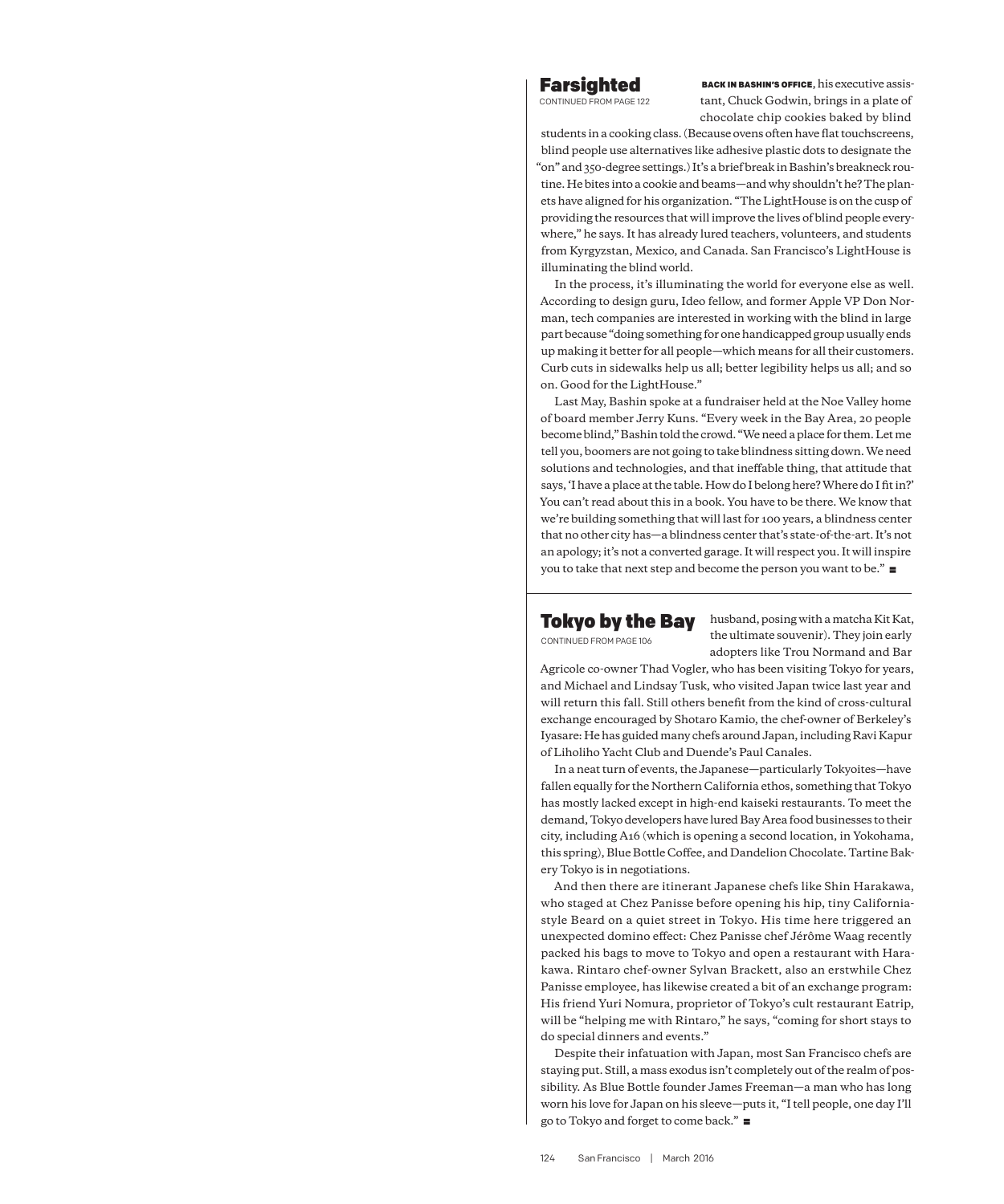## Farsighted

CONTINUED FROM PAGE 122

**BACK IN BASHIN'S OFFICE**, his executive assistant, Chuck Godwin, brings in a plate of chocolate chip cookies baked by blind students in a cooking class. (Because ovens often have flat touchscreens, blind people use alternatives like adhesive plastic dots to designate the "on" and 350-degree settings.) It's a brief break in Bashin's breakneck routine. He bites into a cookie and beams—and why shouldn't he? The planets have aligned for his organization. "The LightHouse is on the cusp of providing the resources that will improve the lives of blind people everywhere," he says. It has already lured teachers, volunteers, and students from Kyrgyzstan, Mexico, and Canada. San Francisco's LightHouse is illuminating the blind world.

In the process, it's illuminating the world for everyone else as well. According to design guru, Ideo fellow, and former Apple VP Don Norman, tech companies are interested in working with the blind in large part because "doing something for one handicapped group usually ends up making it better for all people—which means for all their customers. Curb cuts in sidewalks help us all; better legibility helps us all; and so on. Good for the LightHouse."

Last May, Bashin spoke at a fundraiser held at the Noe Valley home of board member Jerry Kuns. "Every week in the Bay Area, 20 people become blind," Bashin told the crowd. "We need a place for them. Let me tell you, boomers are not going to take blindness sitting down. We need solutions and technologies, and that ineffable thing, that attitude that says, 'I have a place at the table. How do I belong here? Where do I fit in?' You can't read about this in a book. You have to be there. We know that we're building something that will last for 100 years, a blindness center that no other city has—a blindness center that's state-of-the-art. It's not an apology; it's not a converted garage. It will respect you. It will inspire you to take that next step and become the person you want to be." ■

## Tokyo by the Bay

CONTINUED FROM PAGE 106

husband, posing with a matcha Kit Kat, the ultimate souvenir). They join early adopters like Trou Normand and Bar Agricole co-owner Thad Vogler, who has been visiting Tokyo for years, and Michael and Lindsay Tusk, who visited Japan twice last year and will return this fall. Still others benefit from the kind of cross-cultural exchange encouraged by Shotaro Kamio, the chef-owner of Berkeley's Iyasare: He has guided many chefs around Japan, including Ravi Kapur of Liholiho Yacht Club and Duende's Paul Canales.

In a neat turn of events, the Japanese—particularly Tokyoites—have fallen equally for the Northern California ethos, something that Tokyo has mostly lacked except in high-end kaiseki restaurants. To meet the demand, Tokyo developers have lured Bay Area food businesses to their city, including A16 (which is opening a second location, in Yokohama, this spring), Blue Bottle Coffee, and Dandelion Chocolate. Tartine Bakery Tokyo is in negotiations.

And then there are itinerant Japanese chefs like Shin Harakawa, who staged at Chez Panisse before opening his hip, tiny California-style Beard on a quiet street in Tokyo. His time here triggered an unexpected domino effect: Chez Panisse chef Jérôme Waag recently packed his bags to move to Tokyo and open a restaurant with Harakawa. Rintaro chef-owner Sylvan Brackett, also an erstwhile Chez Panisse employee, has likewise created a bit of an exchange program: His friend Yuri Nomura, proprietor of Tokyo's cult restaurant Eatrip, will be "helping me with Rintaro," he says, "coming for short stays to do special dinners and events."

Despite their infatuation with Japan, most San Francisco chefs are staying put. Still, a mass exodus isn't completely out of the realm of possibility. As Blue Bottle founder James Freeman—a man who has long worn his love for Japan on his sleeve—puts it, "I tell people, one day I'll go to Tokyo and forget to come back." ■